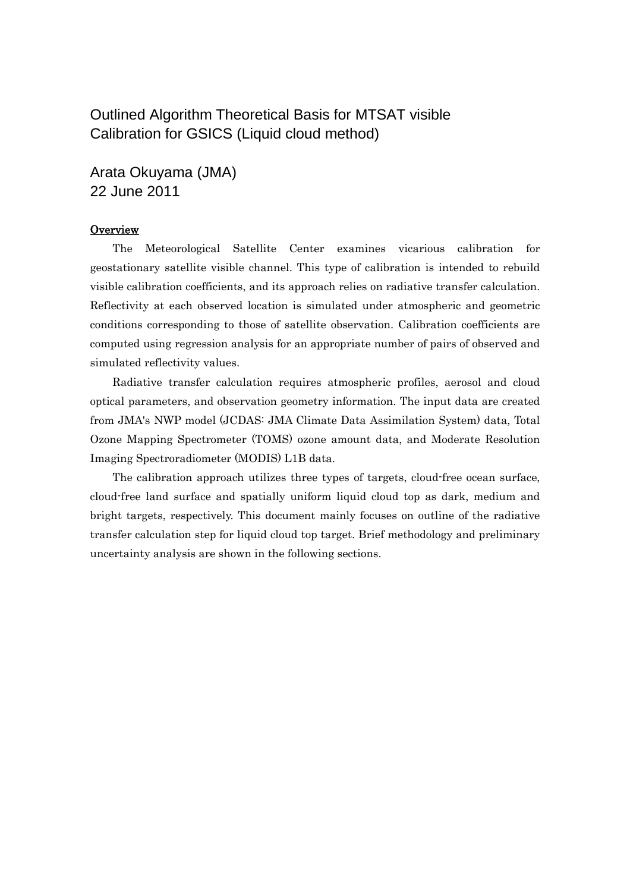# Outlined Algorithm Theoretical Basis for MTSAT visible Calibration for GSICS (Liquid cloud method)

Arata Okuyama (JMA)
22 June 2011

## Overview

The Meteorological Satellite Center examines vicarious calibration for geostationary satellite visible channel. This type of calibration is intended to rebuild visible calibration coefficients, and its approach relies on radiative transfer calculation. Reflectivity at each observed location is simulated under atmospheric and geometric conditions corresponding to those of satellite observation. Calibration coefficients are computed using regression analysis for an appropriate number of pairs of observed and simulated reflectivity values.

Radiative transfer calculation requires atmospheric profiles, aerosol and cloud optical parameters, and observation geometry information. The input data are created from JMA's NWP model (JCDAS: JMA Climate Data Assimilation System) data, Total Ozone Mapping Spectrometer (TOMS) ozone amount data, and Moderate Resolution Imaging Spectroradiometer (MODIS) L1B data.

The calibration approach utilizes three types of targets, cloud-free ocean surface, cloud-free land surface and spatially uniform liquid cloud top as dark, medium and bright targets, respectively. This document mainly focuses on outline of the radiative transfer calculation step for liquid cloud top target. Brief methodology and preliminary uncertainty analysis are shown in the following sections.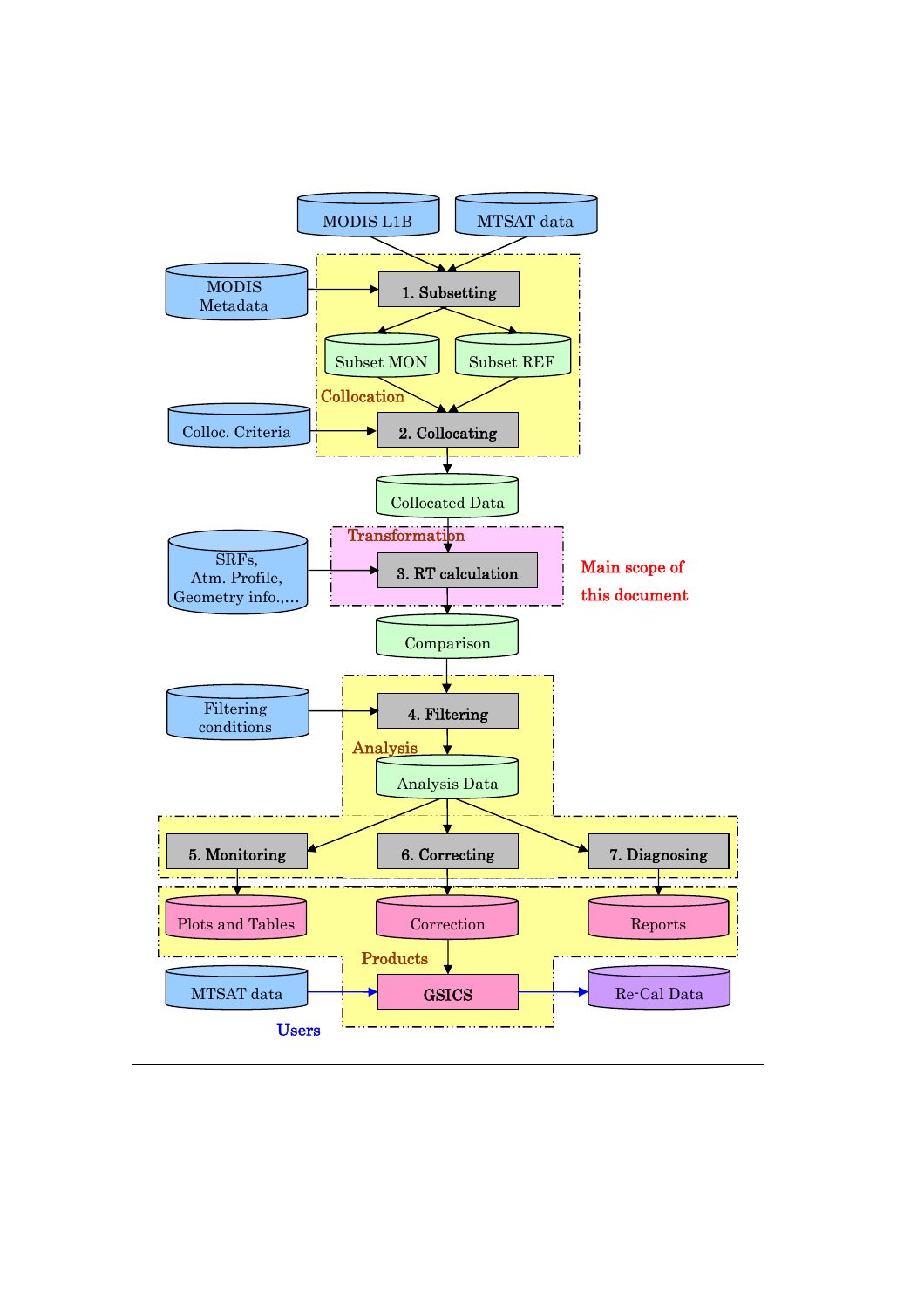MODIS L1B

MTSAT data

MODIS Metadata

Collocation

1. Subsetting

Subset MON

Subset REF

Colloc. Criteria

2. Collocating

Collocated Data

Transformation

SRFs, Atm. Profile, Geometry info.,…

3. RT calculation

Main scope of this document

Comparison

Analysis

Filtering conditions

4. Filtering

Analysis Data

5. Monitoring

6. Correcting

7. Diagnosing

Plots and Tables

Correction

Reports

Products

MTSAT data

GSICS

Re-Cal Data

Users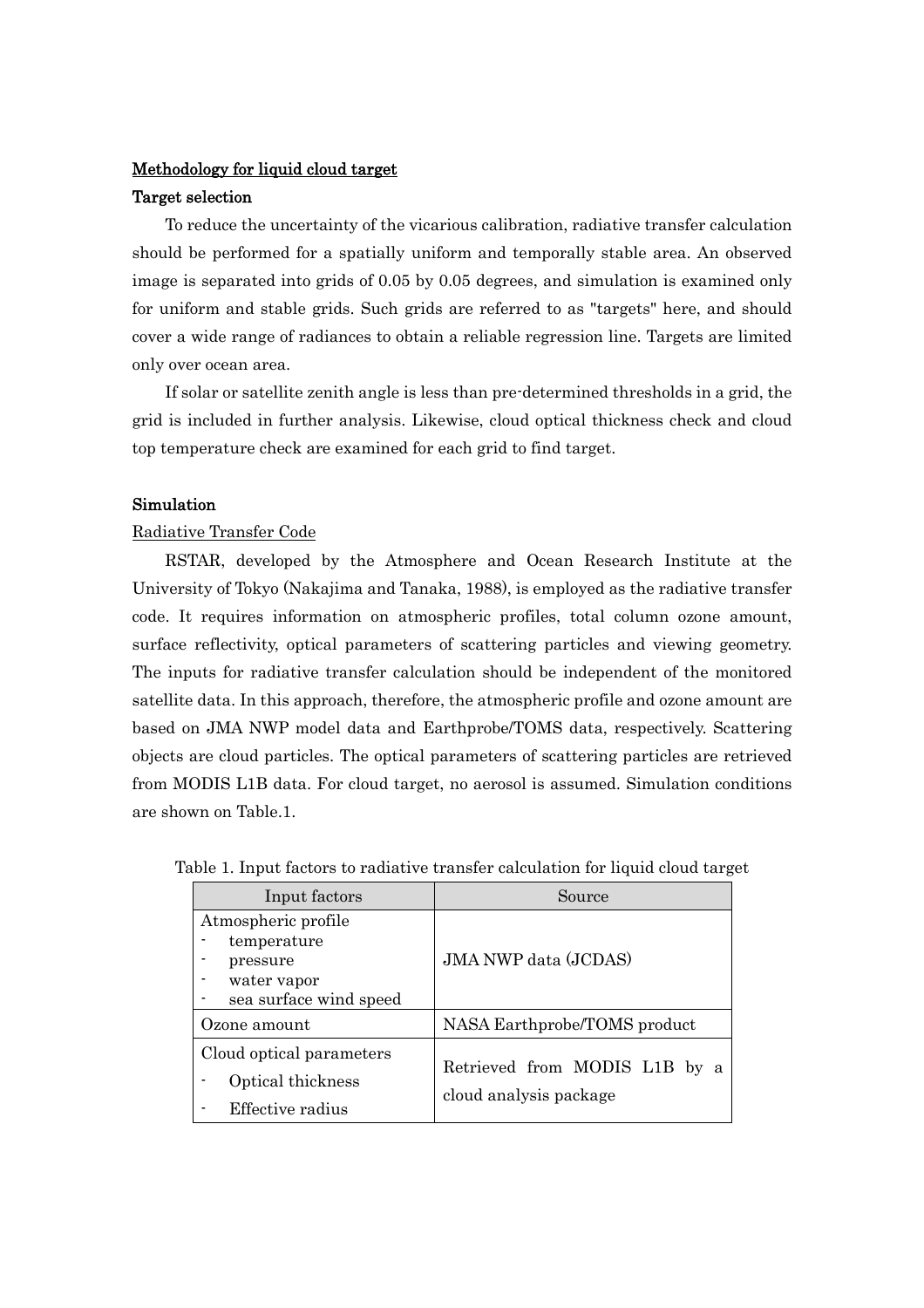## Methodology for liquid cloud target

### Target selection

To reduce the uncertainty of the vicarious calibration, radiative transfer calculation should be performed for a spatially uniform and temporally stable area. An observed image is separated into grids of 0.05 by 0.05 degrees, and simulation is examined only for uniform and stable grids. Such grids are referred to as "targets" here, and should cover a wide range of radiances to obtain a reliable regression line. Targets are limited only over ocean area.

If solar or satellite zenith angle is less than pre-determined thresholds in a grid, the grid is included in further analysis. Likewise, cloud optical thickness check and cloud top temperature check are examined for each grid to find target.

### Simulation

Radiative Transfer Code

RSTAR, developed by the Atmosphere and Ocean Research Institute at the University of Tokyo (Nakajima and Tanaka, 1988), is employed as the radiative transfer code. It requires information on atmospheric profiles, total column ozone amount, surface reflectivity, optical parameters of scattering particles and viewing geometry. The inputs for radiative transfer calculation should be independent of the monitored satellite data. In this approach, therefore, the atmospheric profile and ozone amount are based on JMA NWP model data and Earthprobe/TOMS data, respectively. Scattering objects are cloud particles. The optical parameters of scattering particles are retrieved from MODIS L1B data. For cloud target, no aerosol is assumed. Simulation conditions are shown on Table.1.

Table 1. Input factors to radiative transfer calculation for liquid cloud target

| Input factors | Source |
|---|---|
| Atmospheric profile<br>- temperature<br>- pressure<br>- water vapor<br>- sea surface wind speed | JMA NWP data (JCDAS) |
| Ozone amount | NASA Earthprobe/TOMS product |
| Cloud optical parameters<br>- Optical thickness<br>- Effective radius | Retrieved from MODIS L1B by a cloud analysis package |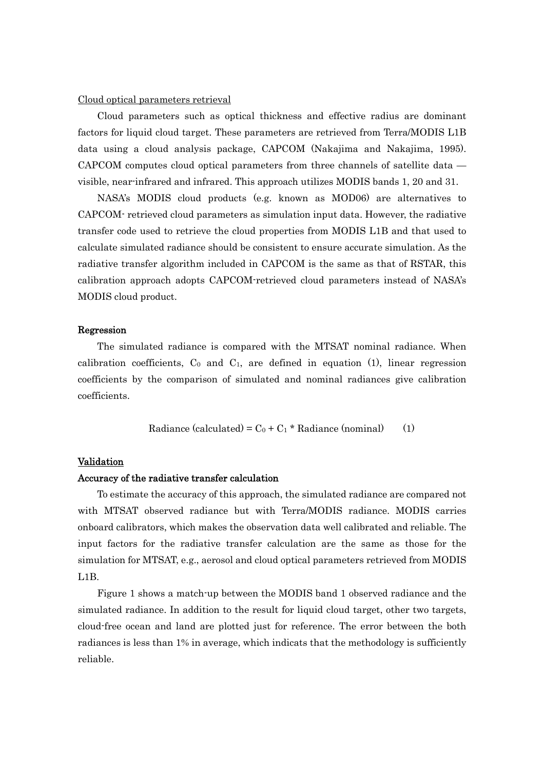## Cloud optical parameters retrieval

Cloud parameters such as optical thickness and effective radius are dominant factors for liquid cloud target. These parameters are retrieved from Terra/MODIS L1B data using a cloud analysis package, CAPCOM (Nakajima and Nakajima, 1995). CAPCOM computes cloud optical parameters from three channels of satellite data — visible, near-infrared and infrared. This approach utilizes MODIS bands 1, 20 and 31.

NASA's MODIS cloud products (e.g. known as MOD06) are alternatives to CAPCOM- retrieved cloud parameters as simulation input data. However, the radiative transfer code used to retrieve the cloud properties from MODIS L1B and that used to calculate simulated radiance should be consistent to ensure accurate simulation. As the radiative transfer algorithm included in CAPCOM is the same as that of RSTAR, this calibration approach adopts CAPCOM-retrieved cloud parameters instead of NASA's MODIS cloud product.

## Regression

The simulated radiance is compared with the MTSAT nominal radiance. When calibration coefficients, $C_0$ and $C_1$, are defined in equation (1), linear regression coefficients by the comparison of simulated and nominal radiances give calibration coefficients.

$$\text{Radiance (calculated)} = C_0 + C_1 * \text{Radiance (nominal)} \qquad (1)$$

## Validation

### Accuracy of the radiative transfer calculation

To estimate the accuracy of this approach, the simulated radiance are compared not with MTSAT observed radiance but with Terra/MODIS radiance. MODIS carries onboard calibrators, which makes the observation data well calibrated and reliable. The input factors for the radiative transfer calculation are the same as those for the simulation for MTSAT, e.g., aerosol and cloud optical parameters retrieved from MODIS L1B.

Figure 1 shows a match-up between the MODIS band 1 observed radiance and the simulated radiance. In addition to the result for liquid cloud target, other two targets, cloud-free ocean and land are plotted just for reference. The error between the both radiances is less than 1% in average, which indicats that the methodology is sufficiently reliable.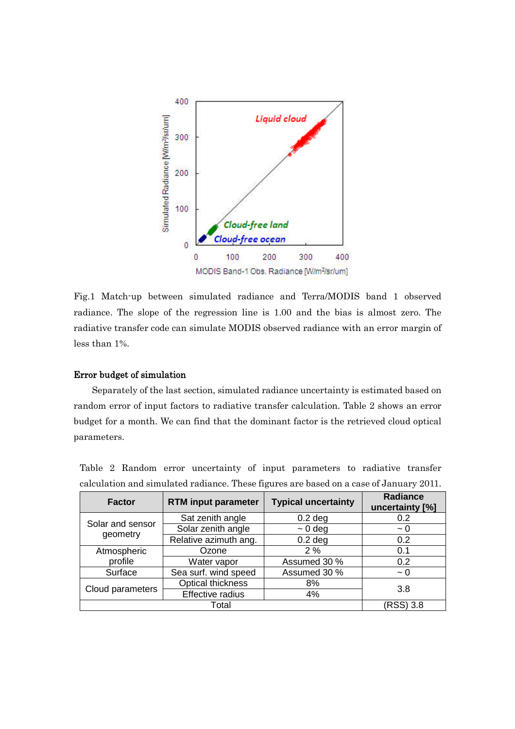Fig.1 Match-up between simulated radiance and Terra/MODIS band 1 observed radiance. The slope of the regression line is 1.00 and the bias is almost zero. The radiative transfer code can simulate MODIS observed radiance with an error margin of less than 1%.

### Error budget of simulation

Separately of the last section, simulated radiance uncertainty is estimated based on random error of input factors to radiative transfer calculation. Table 2 shows an error budget for a month. We can find that the dominant factor is the retrieved cloud optical parameters.

Table 2 Random error uncertainty of input parameters to radiative transfer calculation and simulated radiance. These figures are based on a case of January 2011.

| Factor | RTM input parameter | Typical uncertainty | Radiance uncertainty [%] |
|---|---|---|---|
| Solar and sensor geometry | Sat zenith angle | 0.2 deg | 0.2 |
| | Solar zenith angle | ~ 0 deg | ~ 0 |
| | Relative azimuth ang. | 0.2 deg | 0.2 |
| Atmospheric profile | Ozone | 2 % | 0.1 |
| | Water vapor | Assumed 30 % | 0.2 |
| Surface | Sea surf. wind speed | Assumed 30 % | ~ 0 |
| Cloud parameters | Optical thickness | 8% | 3.8 |
| | Effective radius | 4% | |
| Total | | | (RSS) 3.8 |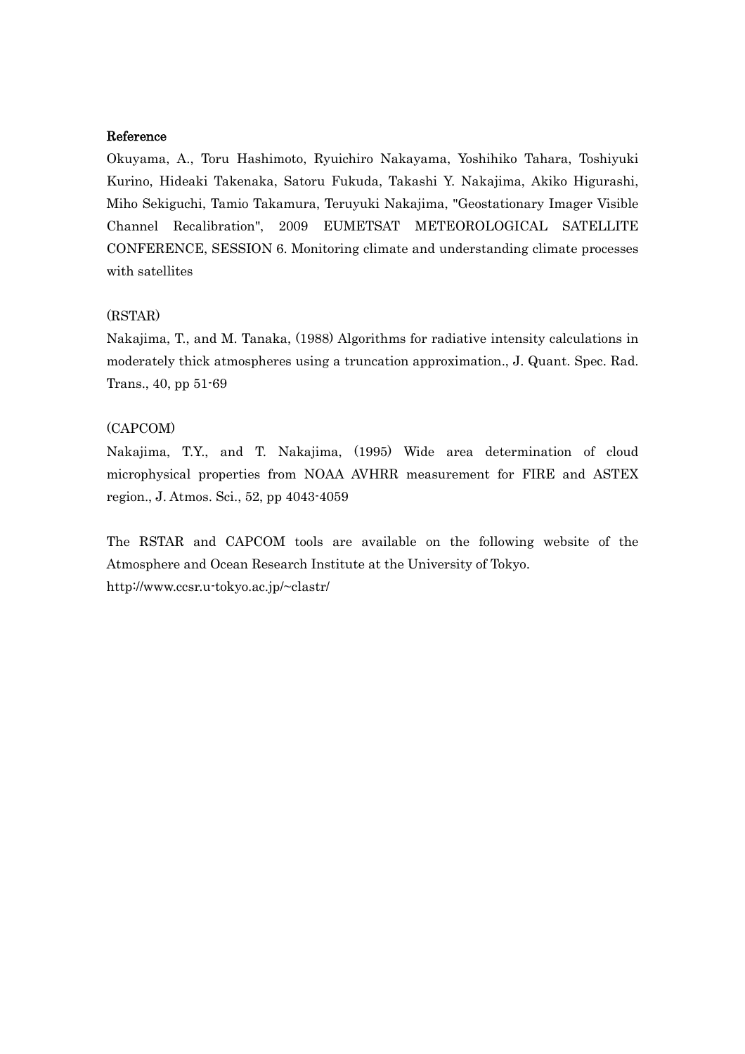## Reference

Okuyama, A., Toru Hashimoto, Ryuichiro Nakayama, Yoshihiko Tahara, Toshiyuki Kurino, Hideaki Takenaka, Satoru Fukuda, Takashi Y. Nakajima, Akiko Higurashi, Miho Sekiguchi, Tamio Takamura, Teruyuki Nakajima, "Geostationary Imager Visible Channel Recalibration", 2009 EUMETSAT METEOROLOGICAL SATELLITE CONFERENCE, SESSION 6. Monitoring climate and understanding climate processes with satellites

(RSTAR)

Nakajima, T., and M. Tanaka, (1988) Algorithms for radiative intensity calculations in moderately thick atmospheres using a truncation approximation., J. Quant. Spec. Rad. Trans., 40, pp 51-69

(CAPCOM)

Nakajima, T.Y., and T. Nakajima, (1995) Wide area determination of cloud microphysical properties from NOAA AVHRR measurement for FIRE and ASTEX region., J. Atmos. Sci., 52, pp 4043-4059

The RSTAR and CAPCOM tools are available on the following website of the Atmosphere and Ocean Research Institute at the University of Tokyo.
http://www.ccsr.u-tokyo.ac.jp/~clastr/